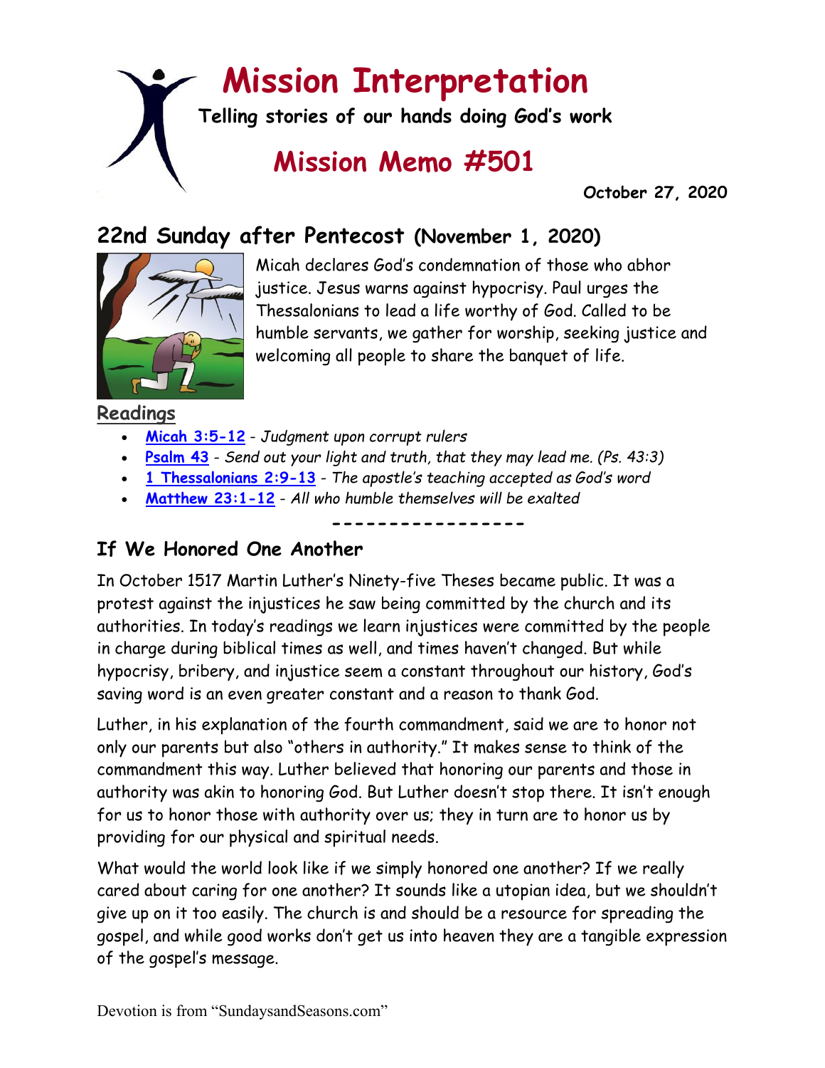# Mission Interpretation

**Telling stories of our hands doing God's work**

## Mission Memo #501

**October 27, 2020**

## 22nd Sunday after Pentecost (November 1, 2020)

Micah declares God's condemnation of those who abhor justice. Jesus warns against hypocrisy. Paul urges the Thessalonians to lead a life worthy of God. Called to be humble servants, we gather for worship, seeking justice and welcoming all people to share the banquet of life.

**Readings**

- **Micah 3:5-12** - *Judgment upon corrupt rulers*
- **Psalm 43** - *Send out your light and truth, that they may lead me. (Ps. 43:3)*
- **1 Thessalonians 2:9-13** - *The apostle's teaching accepted as God's word*
- **Matthew 23:1-12** - *All who humble themselves will be exalted*

-----------------

### If We Honored One Another

In October 1517 Martin Luther's Ninety-five Theses became public. It was a protest against the injustices he saw being committed by the church and its authorities. In today's readings we learn injustices were committed by the people in charge during biblical times as well, and times haven't changed. But while hypocrisy, bribery, and injustice seem a constant throughout our history, God's saving word is an even greater constant and a reason to thank God.

Luther, in his explanation of the fourth commandment, said we are to honor not only our parents but also "others in authority." It makes sense to think of the commandment this way. Luther believed that honoring our parents and those in authority was akin to honoring God. But Luther doesn't stop there. It isn't enough for us to honor those with authority over us; they in turn are to honor us by providing for our physical and spiritual needs.

What would the world look like if we simply honored one another? If we really cared about caring for one another? It sounds like a utopian idea, but we shouldn't give up on it too easily. The church is and should be a resource for spreading the gospel, and while good works don't get us into heaven they are a tangible expression of the gospel's message.

Devotion is from "SundaysandSeasons.com"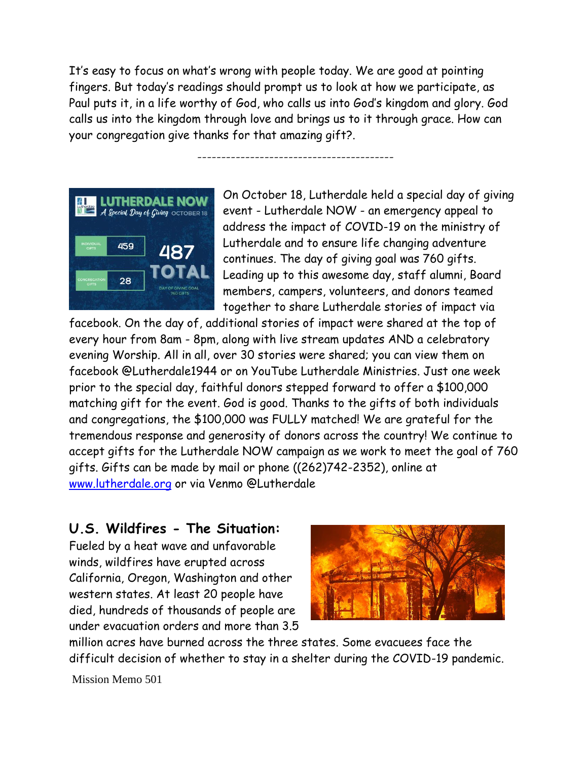It's easy to focus on what's wrong with people today. We are good at pointing fingers. But today's readings should prompt us to look at how we participate, as Paul puts it, in a life worthy of God, who calls us into God's kingdom and glory. God calls us into the kingdom through love and brings us to it through grace. How can your congregation give thanks for that amazing gift?.

----------------------------------------

On October 18, Lutherdale held a special day of giving event - Lutherdale NOW - an emergency appeal to address the impact of COVID-19 on the ministry of Lutherdale and to ensure life changing adventure continues. The day of giving goal was 760 gifts. Leading up to this awesome day, staff alumni, Board members, campers, volunteers, and donors teamed together to share Lutherdale stories of impact via facebook. On the day of, additional stories of impact were shared at the top of every hour from 8am - 8pm, along with live stream updates AND a celebratory evening Worship. All in all, over 30 stories were shared; you can view them on facebook @Lutherdale1944 or on YouTube Lutherdale Ministries. Just one week prior to the special day, faithful donors stepped forward to offer a $100,000 matching gift for the event. God is good. Thanks to the gifts of both individuals and congregations, the $100,000 was FULLY matched! We are grateful for the tremendous response and generosity of donors across the country! We continue to accept gifts for the Lutherdale NOW campaign as we work to meet the goal of 760 gifts. Gifts can be made by mail or phone ((262)742-2352), online at www.lutherdale.org or via Venmo @Lutherdale

## U.S. Wildfires - The Situation:

Fueled by a heat wave and unfavorable winds, wildfires have erupted across California, Oregon, Washington and other western states. At least 20 people have died, hundreds of thousands of people are under evacuation orders and more than 3.5 million acres have burned across the three states. Some evacuees face the difficult decision of whether to stay in a shelter during the COVID-19 pandemic.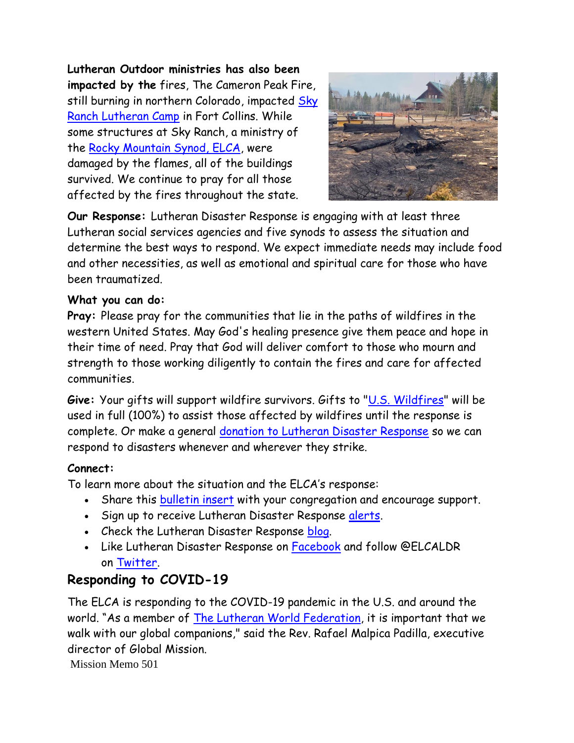**Lutheran Outdoor ministries has also been impacted by the** fires, The Cameron Peak Fire, still burning in northern Colorado, impacted Sky Ranch Lutheran Camp in Fort Collins. While some structures at Sky Ranch, a ministry of the Rocky Mountain Synod, ELCA, were damaged by the flames, all of the buildings survived. We continue to pray for all those affected by the fires throughout the state.

**Our Response:** Lutheran Disaster Response is engaging with at least three Lutheran social services agencies and five synods to assess the situation and determine the best ways to respond. We expect immediate needs may include food and other necessities, as well as emotional and spiritual care for those who have been traumatized.

**What you can do:**

**Pray:** Please pray for the communities that lie in the paths of wildfires in the western United States. May God's healing presence give them peace and hope in their time of need. Pray that God will deliver comfort to those who mourn and strength to those working diligently to contain the fires and care for affected communities.

**Give:** Your gifts will support wildfire survivors. Gifts to "U.S. Wildfires" will be used in full (100%) to assist those affected by wildfires until the response is complete. Or make a general donation to Lutheran Disaster Response so we can respond to disasters whenever and wherever they strike.

**Connect:**

To learn more about the situation and the ELCA's response:

- Share this bulletin insert with your congregation and encourage support.
- Sign up to receive Lutheran Disaster Response alerts.
- Check the Lutheran Disaster Response blog.
- Like Lutheran Disaster Response on Facebook and follow @ELCALDR on Twitter.

## Responding to COVID-19

The ELCA is responding to the COVID-19 pandemic in the U.S. and around the world. "As a member of The Lutheran World Federation, it is important that we walk with our global companions," said the Rev. Rafael Malpica Padilla, executive director of Global Mission.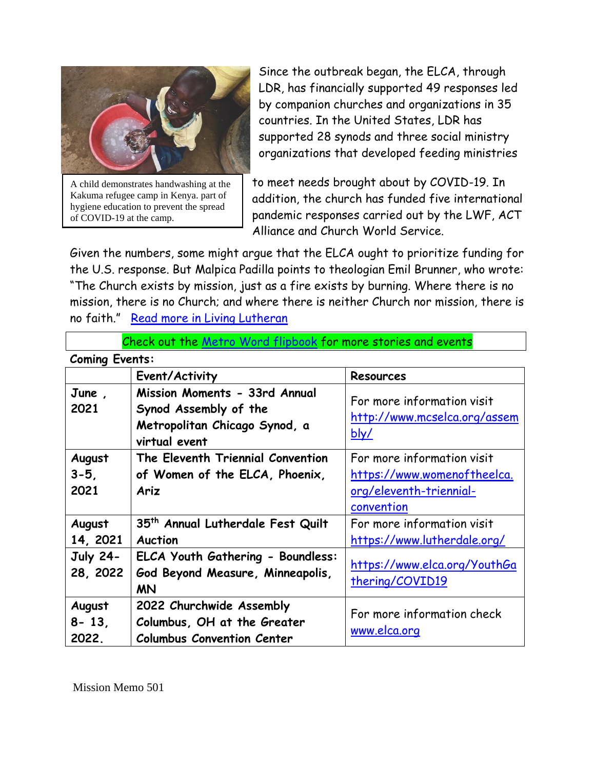A child demonstrates handwashing at the Kakuma refugee camp in Kenya. part of hygiene education to prevent the spread of COVID-19 at the camp.

Since the outbreak began, the ELCA, through LDR, has financially supported 49 responses led by companion churches and organizations in 35 countries. In the United States, LDR has supported 28 synods and three social ministry organizations that developed feeding ministries to meet needs brought about by COVID-19. In addition, the church has funded five international pandemic responses carried out by the LWF, ACT Alliance and Church World Service.

Given the numbers, some might argue that the ELCA ought to prioritize funding for the U.S. response. But Malpica Padilla points to theologian Emil Brunner, who wrote: "The Church exists by mission, just as a fire exists by burning. Where there is no mission, there is no Church; and where there is neither Church nor mission, there is no faith." Read more in Living Lutheran

Check out the Metro Word flipbook for more stories and events

**Coming Events:**

| | Event/Activity | Resources |
|---|---|---|
| **June , 2021** | **Mission Moments - 33rd Annual Synod Assembly of the Metropolitan Chicago Synod, a virtual event** | For more information visit http://www.mcselca.org/assembly/ |
| **August 3-5, 2021** | **The Eleventh Triennial Convention of Women of the ELCA, Phoenix, Ariz** | For more information visit https://www.womenoftheelca.org/eleventh-triennial-convention |
| **August 14, 2021** | **35th Annual Lutherdale Fest Quilt Auction** | For more information visit https://www.lutherdale.org/ |
| **July 24-28, 2022** | **ELCA Youth Gathering - Boundless: God Beyond Measure, Minneapolis, MN** | https://www.elca.org/YouthGathering/COVID19 |
| **August 8- 13, 2022.** | **2022 Churchwide Assembly Columbus, OH at the Greater Columbus Convention Center** | For more information check www.elca.org |

Mission Memo 501